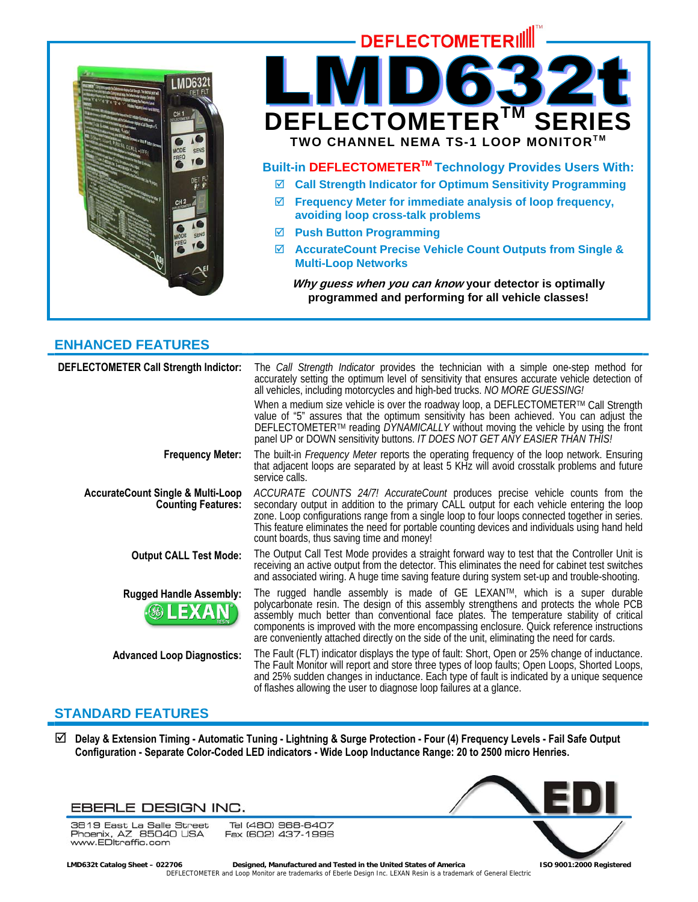DEFLECTOMETER™

# LMD632t

## DEFLECTOMETER™ SERIES

**TWO CHANNEL NEMA TS-1 LOOP MONITOR™**

### Built-in DEFLECTOMETER™ Technology Provides Users With:

- ☑ Call Strength Indicator for Optimum Sensitivity Programming
- ☑ Frequency Meter for immediate analysis of loop frequency, avoiding loop cross-talk problems
- ☑ Push Button Programming
- ☑ AccurateCount Precise Vehicle Count Outputs from Single & Multi-Loop Networks

***Why guess when you can know*** **your detector is optimally programmed and performing for all vehicle classes!**

## ENHANCED FEATURES

**DEFLECTOMETER Call Strength Indictor:** The *Call Strength Indicator* provides the technician with a simple one-step method for accurately setting the optimum level of sensitivity that ensures accurate vehicle detection of all vehicles, including motorcycles and high-bed trucks. *NO MORE GUESSING!*

When a medium size vehicle is over the roadway loop, a DEFLECTOMETER™ Call Strength value of "5" assures that the optimum sensitivity has been achieved. You can adjust the DEFLECTOMETER™ reading *DYNAMICALLY* without moving the vehicle by using the front panel UP or DOWN sensitivity buttons. *IT DOES NOT GET ANY EASIER THAN THIS!*

**Frequency Meter:** The built-in *Frequency Meter* reports the operating frequency of the loop network. Ensuring that adjacent loops are separated by at least 5 KHz will avoid crosstalk problems and future service calls.

**AccurateCount Single & Multi-Loop Counting Features:** *ACCURATE COUNTS 24/7! AccurateCount* produces precise vehicle counts from the secondary output in addition to the primary CALL output for each vehicle entering the loop zone. Loop configurations range from a single loop to four loops connected together in series. This feature eliminates the need for portable counting devices and individuals using hand held count boards, thus saving time and money!

**Output CALL Test Mode:** The Output Call Test Mode provides a straight forward way to test that the Controller Unit is receiving an active output from the detector. This eliminates the need for cabinet test switches and associated wiring. A huge time saving feature during system set-up and trouble-shooting.

**Rugged Handle Assembly:** (LEXAN RESIN) The rugged handle assembly is made of GE LEXAN™, which is a super durable polycarbonate resin. The design of this assembly strengthens and protects the whole PCB assembly much better than conventional face plates. The temperature stability of critical components is improved with the more encompassing enclosure. Quick reference instructions are conveniently attached directly on the side of the unit, eliminating the need for cards.

**Advanced Loop Diagnostics:** The Fault (FLT) indicator displays the type of fault: Short, Open or 25% change of inductance. The Fault Monitor will report and store three types of loop faults; Open Loops, Shorted Loops, and 25% sudden changes in inductance. Each type of fault is indicated by a unique sequence of flashes allowing the user to diagnose loop failures at a glance.

## STANDARD FEATURES

☑ **Delay & Extension Timing - Automatic Tuning - Lightning & Surge Protection - Four (4) Frequency Levels - Fail Safe Output Configuration - Separate Color-Coded LED indicators - Wide Loop Inductance Range: 20 to 2500 micro Henries.**

EBERLE DESIGN INC.

3819 East La Salle Street
Phoenix, AZ 85040 USA
www.EDItraffic.com

Tel (480) 968-6407
Fax (602) 437-1996

EDI

**LMD632t Catalog Sheet – 022706** **Designed, Manufactured and Tested in the United States of America** **ISO 9001:2000 Registered**

DEFLECTOMETER and Loop Monitor are trademarks of Eberle Design Inc. LEXAN Resin is a trademark of General Electric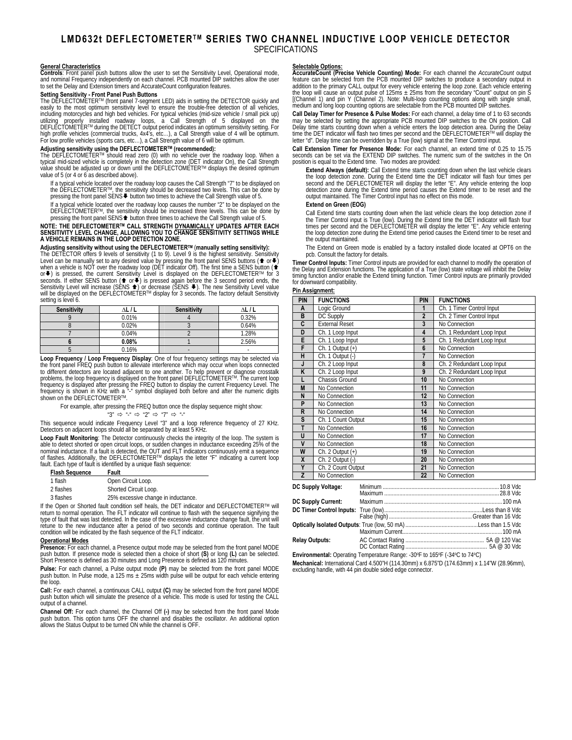# LMD632t DEFLECTOMETER™ SERIES TWO CHANNEL INDUCTIVE LOOP VEHICLE DETECTOR

SPECIFICATIONS

**General Characteristics**

**Controls**: Front panel push buttons allow the user to set the Sensitivity Level, Operational mode, and nominal Frequency independently on each channel. PCB mounted DIP switches allow the user to set the Delay and Extension timers and AccurateCount configuration features.

**Setting Sensitivity - Front Panel Push Buttons**

The DEFLECTOMETER™ (front panel 7-segment LED) aids in setting the DETECTOR quickly and easily to the most optimum sensitivity level to ensure the trouble-free detection of all vehicles, including motorcycles and high bed vehicles. For typical vehicles (mid-size vehicle / small pick up) utilizing properly installed roadway loops, a Call Strength of 5 displayed on the DEFLECTOMETER™ during the DETECT output period indicates an optimum sensitivity setting. For high profile vehicles (commercial trucks, 4x4's, etc…), a Call Strength value of 4 will be optimum. For low profile vehicles (sports cars, etc…), a Call Strength value of 6 will be optimum.

**Adjusting sensitivity using the DEFLECTOMETER™ (recommended):**

The DEFLECTOMETER™ should read zero (0) with no vehicle over the roadway loop. When a typical mid-sized vehicle is completely in the detection zone (DET indicator On), the Call Strength value should be adjusted up or down until the DEFLECTOMETER™ displays the desired optimum value of 5 (or 4 or 6 as described above).

If a typical vehicle located over the roadway loop causes the Call Strength "7" to be displayed on the DEFLECTOMETER™, the sensitivity should be decreased two levels. This can be done by pressing the front panel SENS⬇ button two times to achieve the Call Strength value of 5.

If a typical vehicle located over the roadway loop causes the number "2" to be displayed on the DEFLECTOMETER™, the sensitivity should be increased three levels. This can be done by pressing the front panel SENS⬆ button three times to achieve the Call Strength value of 5.

**NOTE: THE DEFLECTOMETER™ CALL STRENGTH DYNAMICALLY UPDATES AFTER EACH SENSITIVITY LEVEL CHANGE, ALLOWING YOU TO CHANGE SENSITIVITY SETTINGS WHILE A VEHICLE REMAINS IN THE LOOP DETECTION ZONE.**

**Adjusting sensitivity without using the DEFLECTOMETER™ (manually setting sensitivity):**

The DETECTOR offers 9 levels of sensitivity (1 to 9). Level 9 is the highest sensitivity. Sensitivity Level can be manually set to any desired value by pressing the front panel SENS buttons (⬆ or⬇) when a vehicle is NOT over the roadway loop (DET indicator Off). The first time a SENS button (⬆ or⬇) is pressed, the current Sensitivity Level is displayed on the DEFLECTOMETER™ for 3 seconds. If either SENS button (⬆ or⬇) is pressed again before the 3 second period ends, the Sensitivity Level will increase (SENS ⬆) or decrease (SENS ⬇). The new Sensitivity Level value will be displayed on the DEFLECTOMETER™ display for 3 seconds. The factory default Sensitivity setting is level 6.

| Sensitivity | ΔL / L | Sensitivity | ΔL / L |
|---|---|---|---|
| 9 | 0.01% | 4 | 0.32% |
| 8 | 0.02% | 3 | 0.64% |
| 7 | 0.04% | 2 | 1.28% |
| **6** | **0.08%** | 1 | 2.56% |
| 5 | 0.16% | - | - |

**Loop Frequency / Loop Frequency Display**: One of four frequency settings may be selected via the front panel FREQ push button to alleviate interference which may occur when loops connected to different detectors are located adjacent to one another. To help prevent or diagnose crosstalk problems, the loop frequency is displayed on the front panel DEFLECTOMETER™. The current loop frequency is displayed after pressing the FREQ button to display the current Frequency Level. The frequency is shown in KHz with a "-" symbol displayed both before and after the numeric digits shown on the DEFLECTOMETER™.

For example, after pressing the FREQ button once the display sequence might show:

"3" ⇨ "-" ⇨ "2" ⇨ "7" ⇨ "-"

This sequence would indicate Frequency Level "3" and a loop reference frequency of 27 KHz. Detectors on adjacent loops should all be separated by at least 5 KHz.

**Loop Fault Monitoring**: The Detector continuously checks the integrity of the loop. The system is able to detect shorted or open circuit loops, or sudden changes in inductance exceeding 25% of the nominal inductance. If a fault is detected, the OUT and FLT indicators continuously emit a sequence of flashes. Additionally, the DEFLECTOMETER™ displays the letter "F" indicating a current loop fault. Each type of fault is identified by a unique flash sequence:

| Flash Sequence | Fault |
|---|---|
| 1 flash | Open Circuit Loop. |
| 2 flashes | Shorted Circuit Loop. |
| 3 flashes | 25% excessive change in inductance. |

If the Open or Shorted fault condition self heals, the DET indicator and DEFLECTOMETER™ will return to normal operation. The FLT indicator will continue to flash with the sequence signifying the type of fault that was last detected. In the case of the excessive inductance change fault, the unit will retune to the new inductance after a period of two seconds and continue operation. The fault condition will be indicated by the flash sequence of the FLT indicator.

**Operational Modes**

**Presence:** For each channel, a Presence output mode may be selected from the front panel MODE push button. If presence mode is selected then a choice of short **(S)** or long **(L)** can be selected. Short Presence is defined as 30 minutes and Long Presence is defined as 120 minutes.

**Pulse:** For each channel, a Pulse output mode **(P)** may be selected from the front panel MODE push button. In Pulse mode, a 125 ms ± 25ms width pulse will be output for each vehicle entering the loop.

**Call:** For each channel, a continuous CALL output **(C)** may be selected from the front panel MODE push button which will simulate the presence of a vehicle. This mode is used for testing the CALL output of a channel.

**Channel Off:** For each channel, the Channel Off **(-)** may be selected from the front panel Mode push button. This option turns OFF the channel and disables the oscillator. An additional option allows the Status Output to be turned ON while the channel is OFF.

**Selectable Options:**

**AccurateCount (Precise Vehicle Counting) Mode:** For each channel the *AccurateCount* output feature can be selected from the PCB mounted DIP switches to produce a secondary output in addition to the primary CALL output for every vehicle entering the loop zone. Each vehicle entering the loop will cause an output pulse of 125ms ± 25ms from the secondary "Count" output on pin S [(Channel 1) and pin Y (Channel 2). Note: Multi-loop counting options along with single small, medium and long loop counting options are selectable from the PCB mounted DIP switches.

**Call Delay Timer for Presence & Pulse Modes:** For each channel, a delay time of 1 to 63 seconds may be selected by setting the appropriate PCB mounted DIP switches to the ON position. Call Delay time starts counting down when a vehicle enters the loop detection area. During the Delay time the DET indicator will flash two times per second and the DEFLECTOMETER™ will display the letter "d". Delay time can be overridden by a True (low) signal at the Timer Control input.

**Call Extension Timer for Presence Mode:** For each channel, an extend time of 0.25 to 15.75 seconds can be set via the EXTEND DIP switches. The numeric sum of the switches in the On position is equal to the Extend time. Two modes are provided:

**Extend Always (default):** Call Extend time starts counting down when the last vehicle clears the loop detection zone. During the Extend time the DET indicator will flash four times per second and the DEFLECTOMETER will display the letter "E". Any vehicle entering the loop detection zone during the Extend time period causes the Extend timer to be reset and the output maintained. The Timer Control input has no effect on this mode.

**Extend on Green (EOG)**

Call Extend time starts counting down when the last vehicle clears the loop detection zone if the Timer Control input is True (low). During the Extend time the DET indicator will flash four times per second and the DEFLECTOMETER will display the letter "E". Any vehicle entering the loop detection zone during the Extend time period causes the Extend timer to be reset and the output maintained.

The Extend on Green mode is enabled by a factory installed diode located at OPT6 on the pcb. Consult the factory for details.

**Timer Control Inputs:** Timer Control inputs are provided for each channel to modify the operation of the Delay and Extension functions. The application of a True (low) state voltage will inhibit the Delay timing function and/or enable the Extend timing function. Timer Control inputs are primarily provided for downward compatibility.

**Pin Assignment:**

| PIN | FUNCTIONS | PIN | FUNCTIONS |
|---|---|---|---|
| A | Logic Ground | 1 | Ch. 1 Timer Control Input |
| B | DC Supply | 2 | Ch. 2 Timer Control Input |
| C | External Reset | 3 | No Connection |
| D | Ch. 1 Loop Input | 4 | Ch. 1 Redundant Loop Input |
| E | Ch. 1 Loop Input | 5 | Ch. 1 Redundant Loop Input |
| F | Ch. 1 Output (+) | 6 | No Connection |
| H | Ch. 1 Output (-) | 7 | No Connection |
| J | Ch. 2 Loop Input | 8 | Ch. 2 Redundant Loop Input |
| K | Ch. 2 Loop Input | 9 | Ch. 2 Redundant Loop Input |
| L | Chassis Ground | 10 | No Connection |
| M | No Connection | 11 | No Connection |
| N | No Connection | 12 | No Connection |
| P | No Connection | 13 | No Connection |
| R | No Connection | 14 | No Connection |
| S | Ch. 1 Count Output | 15 | No Connection |
| T | No Connection | 16 | No Connection |
| U | No Connection | 17 | No Connection |
| V | No Connection | 18 | No Connection |
| W | Ch. 2 Output (+) | 19 | No Connection |
| X | Ch. 2 Output (-) | 20 | No Connection |
| Y | Ch. 2 Count Output | 21 | No Connection |
| Z | No Connection | 22 | No Connection |

| | | |
|---|---|---|
| **DC Supply Voltage:** | Minimum | 10.8 Vdc |
| | Maximum | 28.8 Vdc |
| **DC Supply Current:** | Maximum | 100 mA |
| **DC Timer Control Inputs:** | True (low) | Less than 8 Vdc |
| | False (high) | Greater than 16 Vdc |
| **Optically Isolated Outputs**: | True (low, 50 mA) | Less than 1.5 Vdc |
| | Maximum Current | 100 mA |
| **Relay Outputs:** | AC Contact Rating | 5A @ 120 Vac |
| | DC Contact Rating | 5A @ 30 Vdc |

**Environmental:** Operating Temperature Range: -30ºF to 165ºF (-34ºC to 74ºC)

**Mechanical:** International Card 4.500"H (114.30mm) x 6.875"D (174.63mm) x 1.14"W (28.96mm), excluding handle, with 44 pin double sided edge connector.